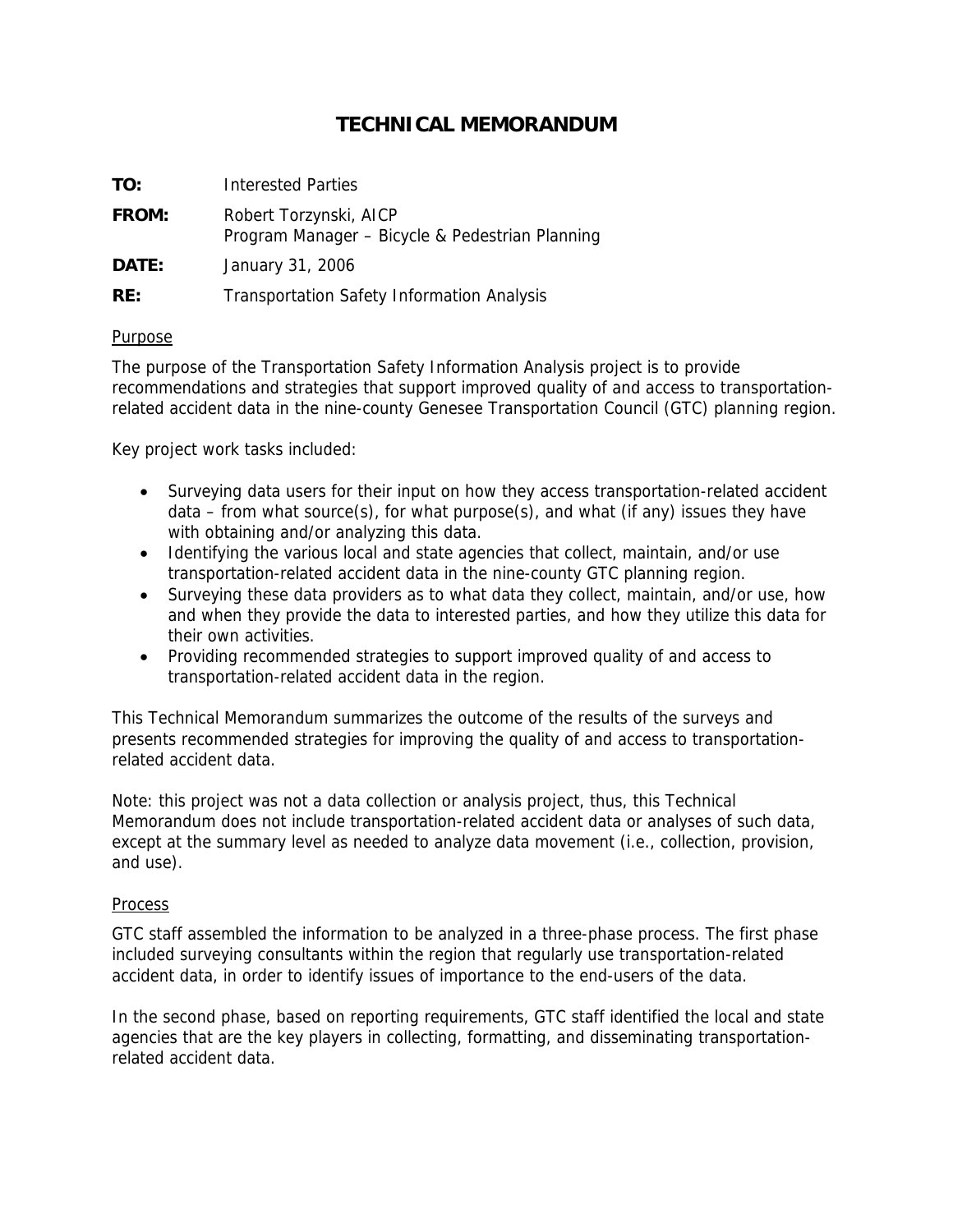# TECHNICAL MEMORANDUM

**TO:** Interested Parties

**FROM:** Robert Torzynski, AICP
Program Manager – Bicycle & Pedestrian Planning

**DATE:** January 31, 2006

**RE:** Transportation Safety Information Analysis

## Purpose

The purpose of the Transportation Safety Information Analysis project is to provide recommendations and strategies that support improved quality of and access to transportation-related accident data in the nine-county Genesee Transportation Council (GTC) planning region.

Key project work tasks included:

- Surveying data users for their input on how they access transportation-related accident data – from what source(s), for what purpose(s), and what (if any) issues they have with obtaining and/or analyzing this data.
- Identifying the various local and state agencies that collect, maintain, and/or use transportation-related accident data in the nine-county GTC planning region.
- Surveying these data providers as to what data they collect, maintain, and/or use, how and when they provide the data to interested parties, and how they utilize this data for their own activities.
- Providing recommended strategies to support improved quality of and access to transportation-related accident data in the region.

This Technical Memorandum summarizes the outcome of the results of the surveys and presents recommended strategies for improving the quality of and access to transportation-related accident data.

Note: this project was not a data collection or analysis project, thus, this Technical Memorandum does not include transportation-related accident data or analyses of such data, except at the summary level as needed to analyze data movement (i.e., collection, provision, and use).

## Process

GTC staff assembled the information to be analyzed in a three-phase process. The first phase included surveying consultants within the region that regularly use transportation-related accident data, in order to identify issues of importance to the end-users of the data.

In the second phase, based on reporting requirements, GTC staff identified the local and state agencies that are the key players in collecting, formatting, and disseminating transportation-related accident data.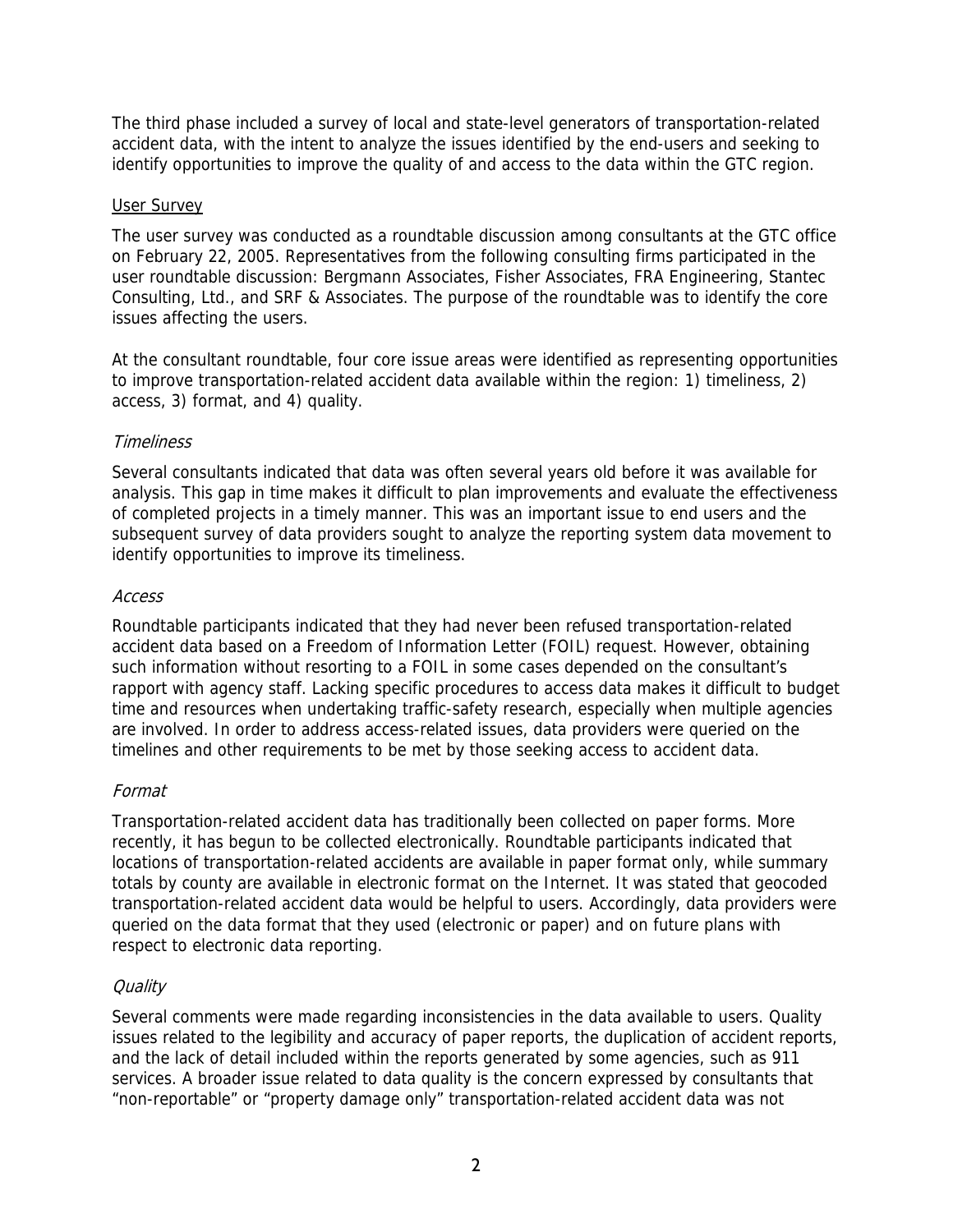The third phase included a survey of local and state-level generators of transportation-related accident data, with the intent to analyze the issues identified by the end-users and seeking to identify opportunities to improve the quality of and access to the data within the GTC region.

## User Survey

The user survey was conducted as a roundtable discussion among consultants at the GTC office on February 22, 2005. Representatives from the following consulting firms participated in the user roundtable discussion: Bergmann Associates, Fisher Associates, FRA Engineering, Stantec Consulting, Ltd., and SRF & Associates. The purpose of the roundtable was to identify the core issues affecting the users.

At the consultant roundtable, four core issue areas were identified as representing opportunities to improve transportation-related accident data available within the region: 1) timeliness, 2) access, 3) format, and 4) quality.

### *Timeliness*

Several consultants indicated that data was often several years old before it was available for analysis. This gap in time makes it difficult to plan improvements and evaluate the effectiveness of completed projects in a timely manner. This was an important issue to end users and the subsequent survey of data providers sought to analyze the reporting system data movement to identify opportunities to improve its timeliness.

### *Access*

Roundtable participants indicated that they had never been refused transportation-related accident data based on a Freedom of Information Letter (FOIL) request. However, obtaining such information without resorting to a FOIL in some cases depended on the consultant's rapport with agency staff. Lacking specific procedures to access data makes it difficult to budget time and resources when undertaking traffic-safety research, especially when multiple agencies are involved. In order to address access-related issues, data providers were queried on the timelines and other requirements to be met by those seeking access to accident data.

### *Format*

Transportation-related accident data has traditionally been collected on paper forms. More recently, it has begun to be collected electronically. Roundtable participants indicated that locations of transportation-related accidents are available in paper format only, while summary totals by county are available in electronic format on the Internet. It was stated that geocoded transportation-related accident data would be helpful to users. Accordingly, data providers were queried on the data format that they used (electronic or paper) and on future plans with respect to electronic data reporting.

### *Quality*

Several comments were made regarding inconsistencies in the data available to users. Quality issues related to the legibility and accuracy of paper reports, the duplication of accident reports, and the lack of detail included within the reports generated by some agencies, such as 911 services. A broader issue related to data quality is the concern expressed by consultants that "non-reportable" or "property damage only" transportation-related accident data was not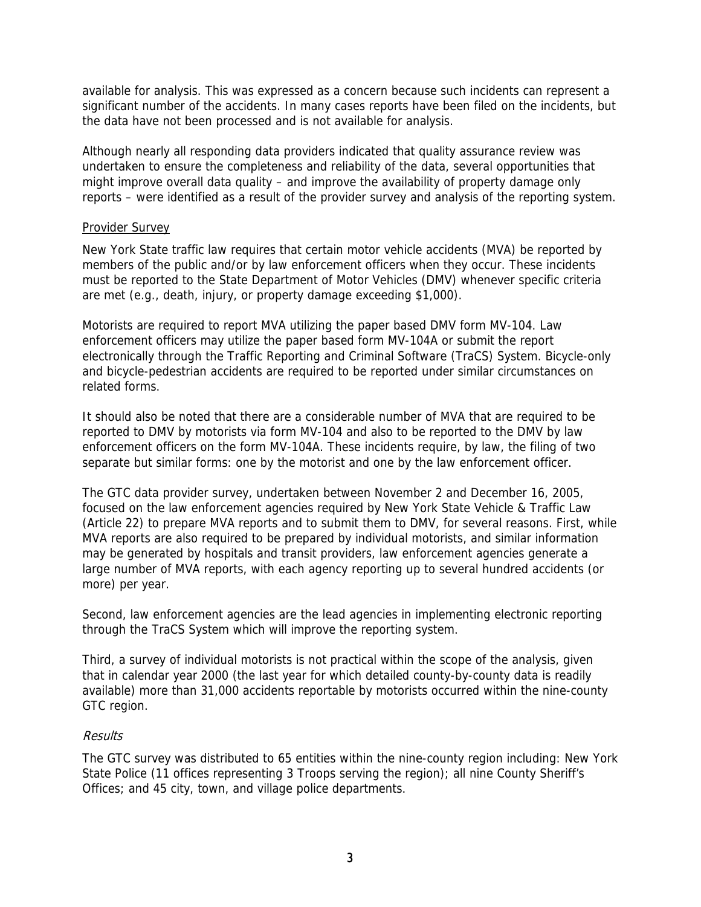available for analysis. This was expressed as a concern because such incidents can represent a significant number of the accidents. In many cases reports have been filed on the incidents, but the data have not been processed and is not available for analysis.

Although nearly all responding data providers indicated that quality assurance review was undertaken to ensure the completeness and reliability of the data, several opportunities that might improve overall data quality – and improve the availability of property damage only reports – were identified as a result of the provider survey and analysis of the reporting system.

<u>Provider Survey</u>

New York State traffic law requires that certain motor vehicle accidents (MVA) be reported by members of the public and/or by law enforcement officers when they occur. These incidents must be reported to the State Department of Motor Vehicles (DMV) whenever specific criteria are met (e.g., death, injury, or property damage exceeding $1,000).

Motorists are required to report MVA utilizing the paper based DMV form MV-104. Law enforcement officers may utilize the paper based form MV-104A or submit the report electronically through the Traffic Reporting and Criminal Software (TraCS) System. Bicycle-only and bicycle-pedestrian accidents are required to be reported under similar circumstances on related forms.

It should also be noted that there are a considerable number of MVA that are required to be reported to DMV by motorists via form MV-104 and also to be reported to the DMV by law enforcement officers on the form MV-104A. These incidents require, by law, the filing of two separate but similar forms: one by the motorist and one by the law enforcement officer.

The GTC data provider survey, undertaken between November 2 and December 16, 2005, focused on the law enforcement agencies required by New York State Vehicle & Traffic Law (Article 22) to prepare MVA reports and to submit them to DMV, for several reasons. First, while MVA reports are also required to be prepared by individual motorists, and similar information may be generated by hospitals and transit providers, law enforcement agencies generate a large number of MVA reports, with each agency reporting up to several hundred accidents (or more) per year.

Second, law enforcement agencies are the lead agencies in implementing electronic reporting through the TraCS System which will improve the reporting system.

Third, a survey of individual motorists is not practical within the scope of the analysis, given that in calendar year 2000 (the last year for which detailed county-by-county data is readily available) more than 31,000 accidents reportable by motorists occurred within the nine-county GTC region.

*Results*

The GTC survey was distributed to 65 entities within the nine-county region including: New York State Police (11 offices representing 3 Troops serving the region); all nine County Sheriff's Offices; and 45 city, town, and village police departments.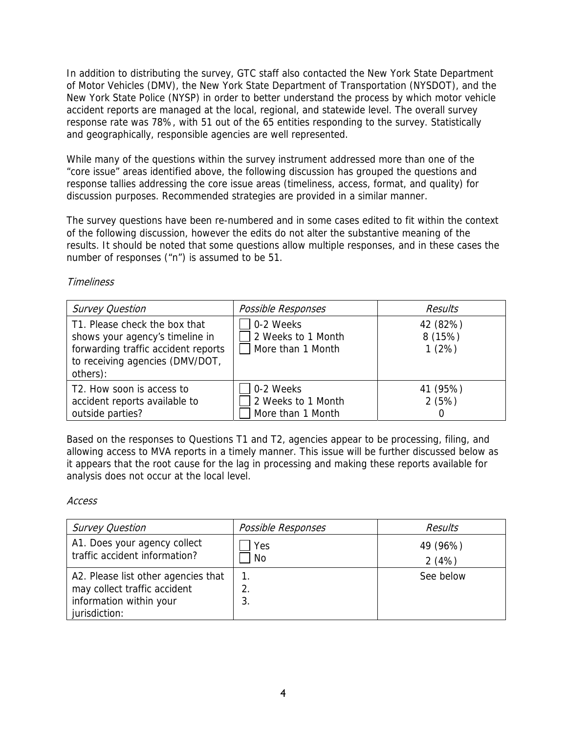In addition to distributing the survey, GTC staff also contacted the New York State Department of Motor Vehicles (DMV), the New York State Department of Transportation (NYSDOT), and the New York State Police (NYSP) in order to better understand the process by which motor vehicle accident reports are managed at the local, regional, and statewide level. The overall survey response rate was 78%, with 51 out of the 65 entities responding to the survey. Statistically and geographically, responsible agencies are well represented.

While many of the questions within the survey instrument addressed more than one of the "core issue" areas identified above, the following discussion has grouped the questions and response tallies addressing the core issue areas (timeliness, access, format, and quality) for discussion purposes. Recommended strategies are provided in a similar manner.

The survey questions have been re-numbered and in some cases edited to fit within the context of the following discussion, however the edits do not alter the substantive meaning of the results. It should be noted that some questions allow multiple responses, and in these cases the number of responses ("n") is assumed to be 51.

*Timeliness*

| *Survey Question* | *Possible Responses* | *Results* |
|---|---|---|
| T1. Please check the box that shows your agency's timeline in forwarding traffic accident reports to receiving agencies (DMV/DOT, others): | ☐ 0-2 Weeks<br>☐ 2 Weeks to 1 Month<br>☐ More than 1 Month | 42 (82%)<br>8 (15%)<br>1 (2%) |
| T2. How soon is access to accident reports available to outside parties? | ☐ 0-2 Weeks<br>☐ 2 Weeks to 1 Month<br>☐ More than 1 Month | 41 (95%)<br>2 (5%)<br>0 |

Based on the responses to Questions T1 and T2, agencies appear to be processing, filing, and allowing access to MVA reports in a timely manner. This issue will be further discussed below as it appears that the root cause for the lag in processing and making these reports available for analysis does not occur at the local level.

*Access*

| *Survey Question* | *Possible Responses* | *Results* |
|---|---|---|
| A1. Does your agency collect traffic accident information? | ☐ Yes<br>☐ No | 49 (96%)<br>2 (4%) |
| A2. Please list other agencies that may collect traffic accident information within your jurisdiction: | 1.<br>2.<br>3. | See below |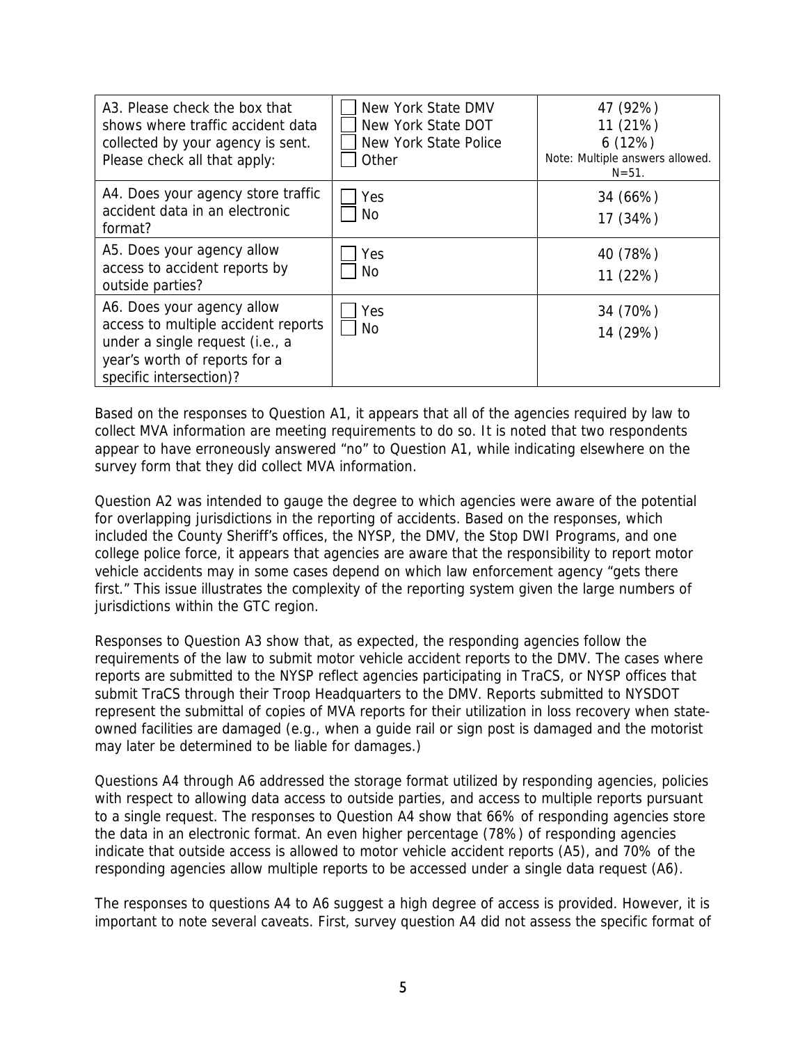| | | |
|---|---|---|
| A3. Please check the box that shows where traffic accident data collected by your agency is sent. Please check all that apply: | ☐ New York State DMV<br>☐ New York State DOT<br>☐ New York State Police<br>☐ Other | 47 (92%)<br>11 (21%)<br>6 (12%)<br>Note: Multiple answers allowed. N=51. |
| A4. Does your agency store traffic accident data in an electronic format? | ☐ Yes<br>☐ No | 34 (66%)<br>17 (34%) |
| A5. Does your agency allow access to accident reports by outside parties? | ☐ Yes<br>☐ No | 40 (78%)<br>11 (22%) |
| A6. Does your agency allow access to multiple accident reports under a single request (i.e., a year's worth of reports for a specific intersection)? | ☐ Yes<br>☐ No | 34 (70%)<br>14 (29%) |

Based on the responses to Question A1, it appears that all of the agencies required by law to collect MVA information are meeting requirements to do so. It is noted that two respondents appear to have erroneously answered "no" to Question A1, while indicating elsewhere on the survey form that they did collect MVA information.

Question A2 was intended to gauge the degree to which agencies were aware of the potential for overlapping jurisdictions in the reporting of accidents. Based on the responses, which included the County Sheriff's offices, the NYSP, the DMV, the Stop DWI Programs, and one college police force, it appears that agencies are aware that the responsibility to report motor vehicle accidents may in some cases depend on which law enforcement agency "gets there first." This issue illustrates the complexity of the reporting system given the large numbers of jurisdictions within the GTC region.

Responses to Question A3 show that, as expected, the responding agencies follow the requirements of the law to submit motor vehicle accident reports to the DMV. The cases where reports are submitted to the NYSP reflect agencies participating in TraCS, or NYSP offices that submit TraCS through their Troop Headquarters to the DMV. Reports submitted to NYSDOT represent the submittal of copies of MVA reports for their utilization in loss recovery when state-owned facilities are damaged (e.g., when a guide rail or sign post is damaged and the motorist may later be determined to be liable for damages.)

Questions A4 through A6 addressed the storage format utilized by responding agencies, policies with respect to allowing data access to outside parties, and access to multiple reports pursuant to a single request. The responses to Question A4 show that 66% of responding agencies store the data in an electronic format. An even higher percentage (78%) of responding agencies indicate that outside access is allowed to motor vehicle accident reports (A5), and 70% of the responding agencies allow multiple reports to be accessed under a single data request (A6).

The responses to questions A4 to A6 suggest a high degree of access is provided. However, it is important to note several caveats. First, survey question A4 did not assess the specific format of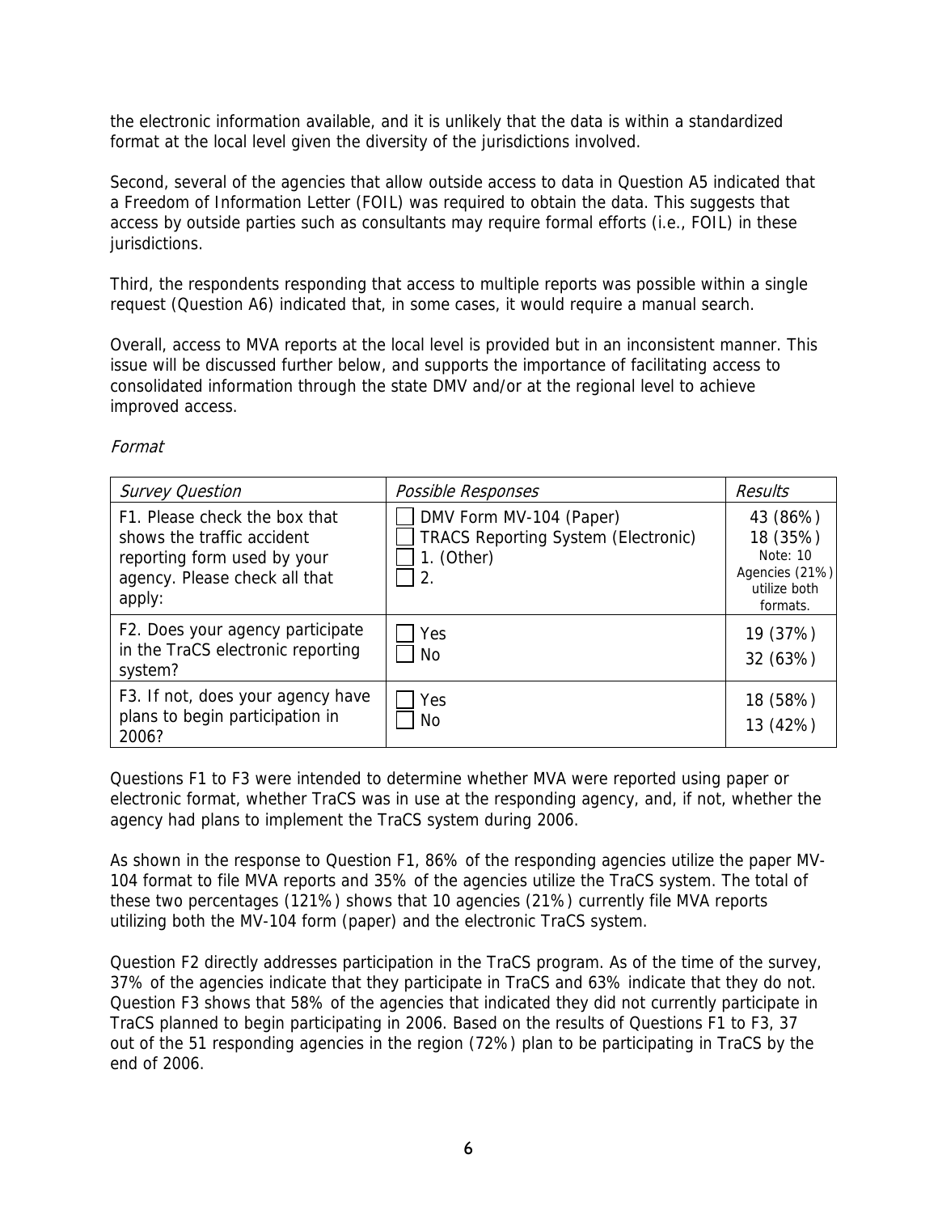the electronic information available, and it is unlikely that the data is within a standardized format at the local level given the diversity of the jurisdictions involved.

Second, several of the agencies that allow outside access to data in Question A5 indicated that a Freedom of Information Letter (FOIL) was required to obtain the data. This suggests that access by outside parties such as consultants may require formal efforts (i.e., FOIL) in these jurisdictions.

Third, the respondents responding that access to multiple reports was possible within a single request (Question A6) indicated that, in some cases, it would require a manual search.

Overall, access to MVA reports at the local level is provided but in an inconsistent manner. This issue will be discussed further below, and supports the importance of facilitating access to consolidated information through the state DMV and/or at the regional level to achieve improved access.

*Format*

| *Survey Question* | *Possible Responses* | *Results* |
|---|---|---|
| F1. Please check the box that shows the traffic accident reporting form used by your agency. Please check all that apply: | ☐ DMV Form MV-104 (Paper)<br>☐ TRACS Reporting System (Electronic)<br>☐ 1. (Other)<br>☐ 2. | 43 (86%)<br>18 (35%)<br>Note: 10 Agencies (21%) utilize both formats. |
| F2. Does your agency participate in the TraCS electronic reporting system? | ☐ Yes<br>☐ No | 19 (37%)<br>32 (63%) |
| F3. If not, does your agency have plans to begin participation in 2006? | ☐ Yes<br>☐ No | 18 (58%)<br>13 (42%) |

Questions F1 to F3 were intended to determine whether MVA were reported using paper or electronic format, whether TraCS was in use at the responding agency, and, if not, whether the agency had plans to implement the TraCS system during 2006.

As shown in the response to Question F1, 86% of the responding agencies utilize the paper MV-104 format to file MVA reports and 35% of the agencies utilize the TraCS system. The total of these two percentages (121%) shows that 10 agencies (21%) currently file MVA reports utilizing both the MV-104 form (paper) and the electronic TraCS system.

Question F2 directly addresses participation in the TraCS program. As of the time of the survey, 37% of the agencies indicate that they participate in TraCS and 63% indicate that they do not. Question F3 shows that 58% of the agencies that indicated they did not currently participate in TraCS planned to begin participating in 2006. Based on the results of Questions F1 to F3, 37 out of the 51 responding agencies in the region (72%) plan to be participating in TraCS by the end of 2006.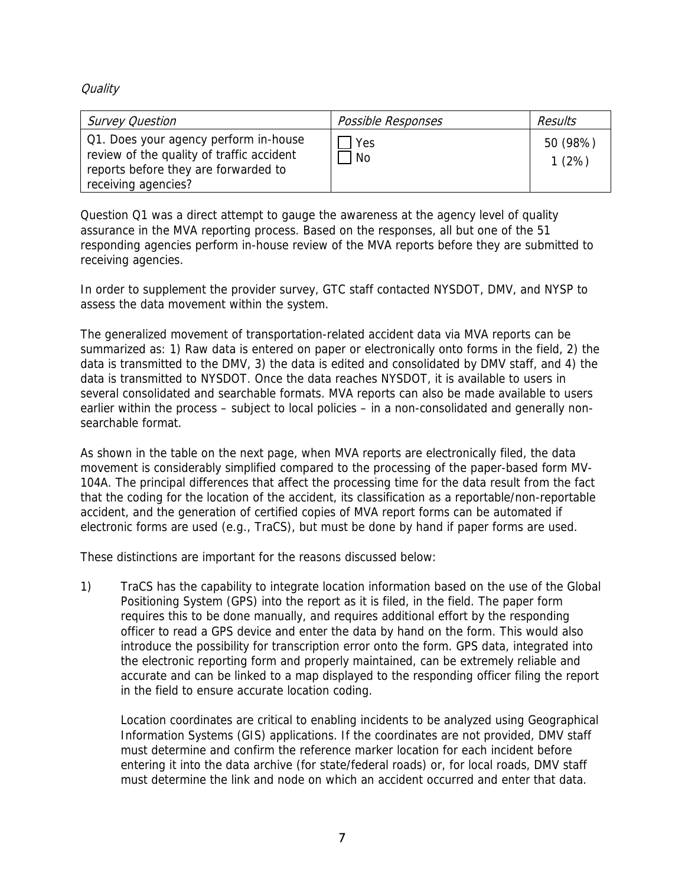*Quality*

| *Survey Question* | *Possible Responses* | *Results* |
|---|---|---|
| Q1. Does your agency perform in-house review of the quality of traffic accident reports before they are forwarded to receiving agencies? | ☐ Yes<br>☐ No | 50 (98%)<br>1 (2%) |

Question Q1 was a direct attempt to gauge the awareness at the agency level of quality assurance in the MVA reporting process. Based on the responses, all but one of the 51 responding agencies perform in-house review of the MVA reports before they are submitted to receiving agencies.

In order to supplement the provider survey, GTC staff contacted NYSDOT, DMV, and NYSP to assess the data movement within the system.

The generalized movement of transportation-related accident data via MVA reports can be summarized as: 1) Raw data is entered on paper or electronically onto forms in the field, 2) the data is transmitted to the DMV, 3) the data is edited and consolidated by DMV staff, and 4) the data is transmitted to NYSDOT. Once the data reaches NYSDOT, it is available to users in several consolidated and searchable formats. MVA reports can also be made available to users earlier within the process – subject to local policies – in a non-consolidated and generally non-searchable format.

As shown in the table on the next page, when MVA reports are electronically filed, the data movement is considerably simplified compared to the processing of the paper-based form MV-104A. The principal differences that affect the processing time for the data result from the fact that the coding for the location of the accident, its classification as a reportable/non-reportable accident, and the generation of certified copies of MVA report forms can be automated if electronic forms are used (e.g., TraCS), but must be done by hand if paper forms are used.

These distinctions are important for the reasons discussed below:

1) TraCS has the capability to integrate location information based on the use of the Global Positioning System (GPS) into the report as it is filed, in the field. The paper form requires this to be done manually, and requires additional effort by the responding officer to read a GPS device and enter the data by hand on the form. This would also introduce the possibility for transcription error onto the form. GPS data, integrated into the electronic reporting form and properly maintained, can be extremely reliable and accurate and can be linked to a map displayed to the responding officer filing the report in the field to ensure accurate location coding.

   Location coordinates are critical to enabling incidents to be analyzed using Geographical Information Systems (GIS) applications. If the coordinates are not provided, DMV staff must determine and confirm the reference marker location for each incident before entering it into the data archive (for state/federal roads) or, for local roads, DMV staff must determine the link and node on which an accident occurred and enter that data.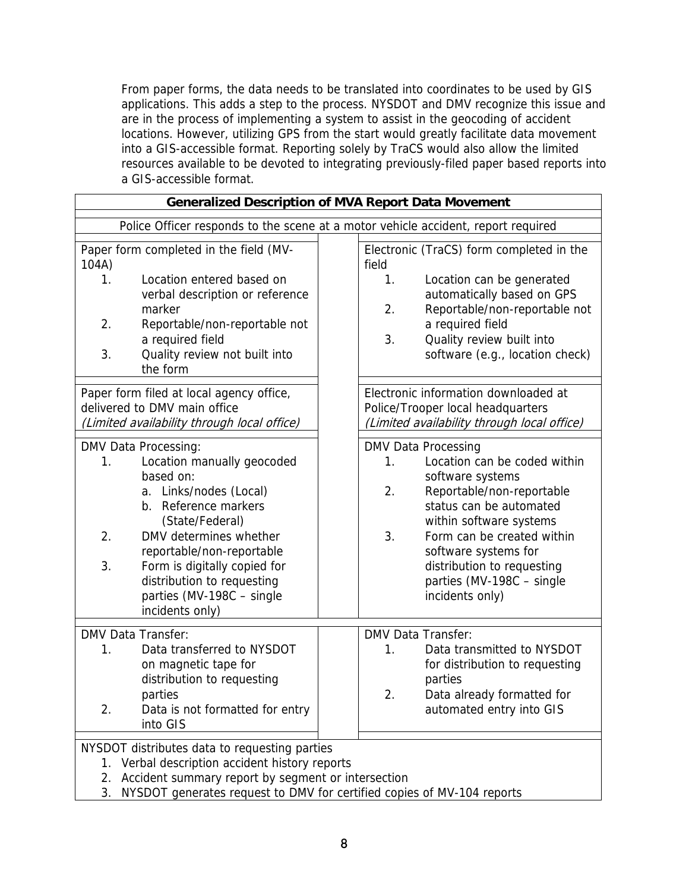From paper forms, the data needs to be translated into coordinates to be used by GIS applications. This adds a step to the process. NYSDOT and DMV recognize this issue and are in the process of implementing a system to assist in the geocoding of accident locations. However, utilizing GPS from the start would greatly facilitate data movement into a GIS-accessible format. Reporting solely by TraCS would also allow the limited resources available to be devoted to integrating previously-filed paper based reports into a GIS-accessible format.

| **Generalized Description of MVA Report Data Movement** | |
|---|---|
| Police Officer responds to the scene at a motor vehicle accident, report required | |
| Paper form completed in the field (MV-104A)<br>1. Location entered based on verbal description or reference marker<br>2. Reportable/non-reportable not a required field<br>3. Quality review not built into the form | Electronic (TraCS) form completed in the field<br>1. Location can be generated automatically based on GPS<br>2. Reportable/non-reportable not a required field<br>3. Quality review built into software (e.g., location check) |
| Paper form filed at local agency office, delivered to DMV main office<br>*(Limited availability through local office)* | Electronic information downloaded at Police/Trooper local headquarters<br>*(Limited availability through local office)* |
| DMV Data Processing:<br>1. Location manually geocoded based on:<br>a. Links/nodes (Local)<br>b. Reference markers (State/Federal)<br>2. DMV determines whether reportable/non-reportable<br>3. Form is digitally copied for distribution to requesting parties (MV-198C – single incidents only) | DMV Data Processing<br>1. Location can be coded within software systems<br>2. Reportable/non-reportable status can be automated within software systems<br>3. Form can be created within software systems for distribution to requesting parties (MV-198C – single incidents only) |
| DMV Data Transfer:<br>1. Data transferred to NYSDOT on magnetic tape for distribution to requesting parties<br>2. Data is not formatted for entry into GIS | DMV Data Transfer:<br>1. Data transmitted to NYSDOT for distribution to requesting parties<br>2. Data already formatted for automated entry into GIS |
| NYSDOT distributes data to requesting parties<br>1. Verbal description accident history reports<br>2. Accident summary report by segment or intersection<br>3. NYSDOT generates request to DMV for certified copies of MV-104 reports | |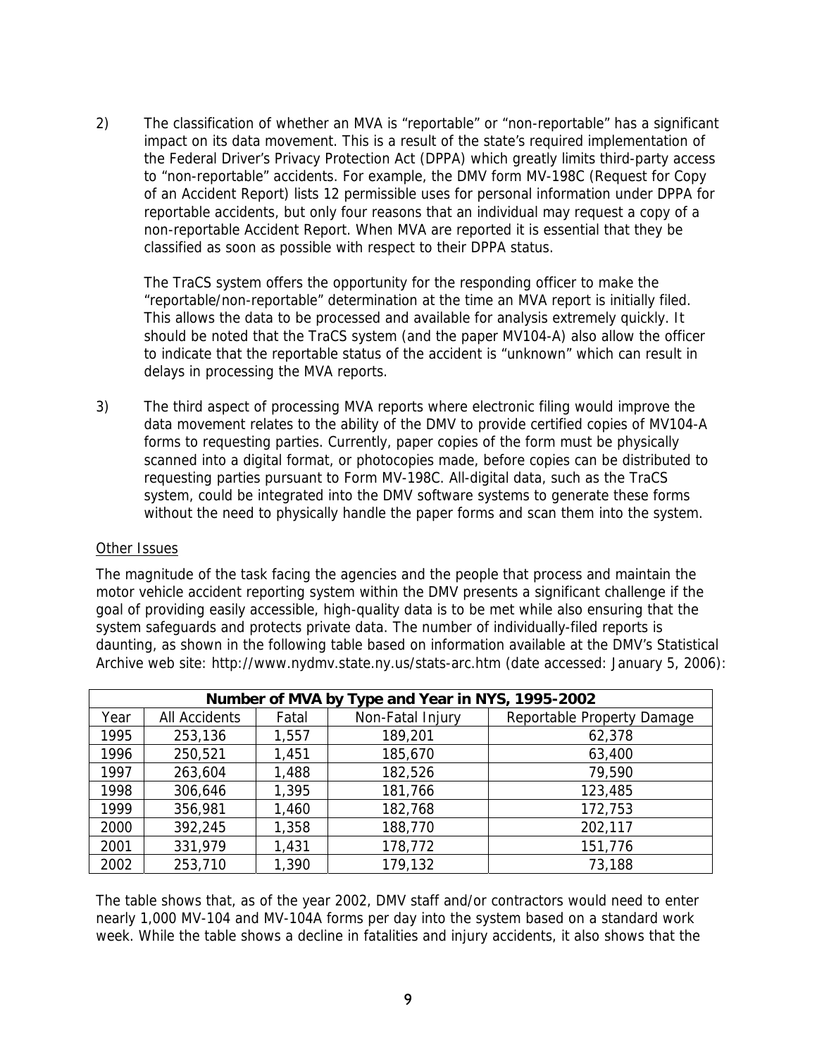2) The classification of whether an MVA is "reportable" or "non-reportable" has a significant impact on its data movement. This is a result of the state's required implementation of the Federal Driver's Privacy Protection Act (DPPA) which greatly limits third-party access to "non-reportable" accidents. For example, the DMV form MV-198C (Request for Copy of an Accident Report) lists 12 permissible uses for personal information under DPPA for reportable accidents, but only four reasons that an individual may request a copy of a non-reportable Accident Report. When MVA are reported it is essential that they be classified as soon as possible with respect to their DPPA status.

   The TraCS system offers the opportunity for the responding officer to make the "reportable/non-reportable" determination at the time an MVA report is initially filed. This allows the data to be processed and available for analysis extremely quickly. It should be noted that the TraCS system (and the paper MV104-A) also allow the officer to indicate that the reportable status of the accident is "unknown" which can result in delays in processing the MVA reports.

3) The third aspect of processing MVA reports where electronic filing would improve the data movement relates to the ability of the DMV to provide certified copies of MV104-A forms to requesting parties. Currently, paper copies of the form must be physically scanned into a digital format, or photocopies made, before copies can be distributed to requesting parties pursuant to Form MV-198C. All-digital data, such as the TraCS system, could be integrated into the DMV software systems to generate these forms without the need to physically handle the paper forms and scan them into the system.

<u>Other Issues</u>

The magnitude of the task facing the agencies and the people that process and maintain the motor vehicle accident reporting system within the DMV presents a significant challenge if the goal of providing easily accessible, high-quality data is to be met while also ensuring that the system safeguards and protects private data. The number of individually-filed reports is daunting, as shown in the following table based on information available at the DMV's Statistical Archive web site: http://www.nydmv.state.ny.us/stats-arc.htm (date accessed: January 5, 2006):

| **Number of MVA by Type and Year in NYS, 1995-2002** | | | | |
|---|---|---|---|---|
| Year | All Accidents | Fatal | Non-Fatal Injury | Reportable Property Damage |
| 1995 | 253,136 | 1,557 | 189,201 | 62,378 |
| 1996 | 250,521 | 1,451 | 185,670 | 63,400 |
| 1997 | 263,604 | 1,488 | 182,526 | 79,590 |
| 1998 | 306,646 | 1,395 | 181,766 | 123,485 |
| 1999 | 356,981 | 1,460 | 182,768 | 172,753 |
| 2000 | 392,245 | 1,358 | 188,770 | 202,117 |
| 2001 | 331,979 | 1,431 | 178,772 | 151,776 |
| 2002 | 253,710 | 1,390 | 179,132 | 73,188 |

The table shows that, as of the year 2002, DMV staff and/or contractors would need to enter nearly 1,000 MV-104 and MV-104A forms per day into the system based on a standard work week. While the table shows a decline in fatalities and injury accidents, it also shows that the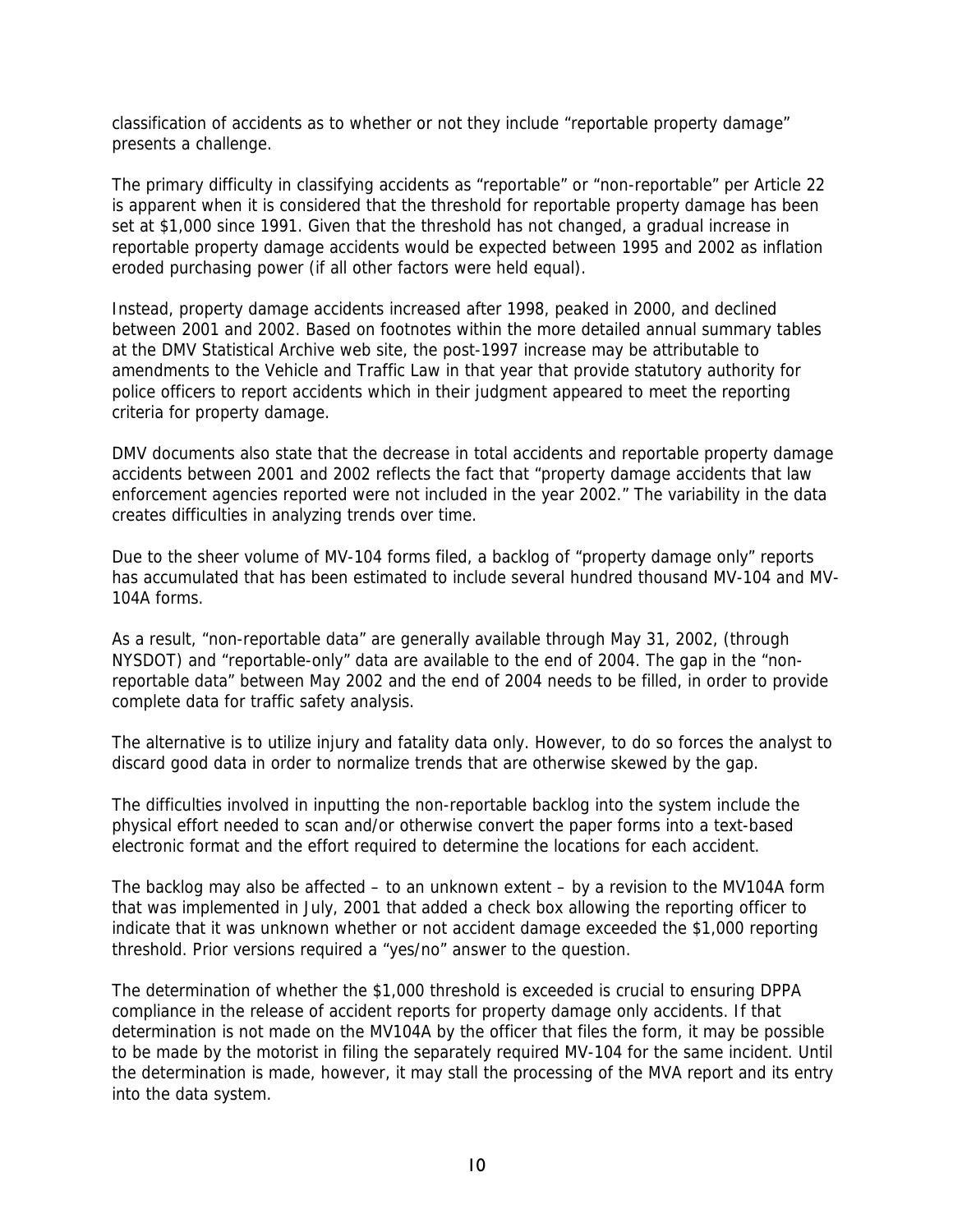classification of accidents as to whether or not they include "reportable property damage" presents a challenge.

The primary difficulty in classifying accidents as "reportable" or "non-reportable" per Article 22 is apparent when it is considered that the threshold for reportable property damage has been set at $1,000 since 1991. Given that the threshold has not changed, a gradual increase in reportable property damage accidents would be expected between 1995 and 2002 as inflation eroded purchasing power (if all other factors were held equal).

Instead, property damage accidents increased after 1998, peaked in 2000, and declined between 2001 and 2002. Based on footnotes within the more detailed annual summary tables at the DMV Statistical Archive web site, the post-1997 increase may be attributable to amendments to the Vehicle and Traffic Law in that year that provide statutory authority for police officers to report accidents which in their judgment appeared to meet the reporting criteria for property damage.

DMV documents also state that the decrease in total accidents and reportable property damage accidents between 2001 and 2002 reflects the fact that "property damage accidents that law enforcement agencies reported were not included in the year 2002." The variability in the data creates difficulties in analyzing trends over time.

Due to the sheer volume of MV-104 forms filed, a backlog of "property damage only" reports has accumulated that has been estimated to include several hundred thousand MV-104 and MV-104A forms.

As a result, "non-reportable data" are generally available through May 31, 2002, (through NYSDOT) and "reportable-only" data are available to the end of 2004. The gap in the "non-reportable data" between May 2002 and the end of 2004 needs to be filled, in order to provide complete data for traffic safety analysis.

The alternative is to utilize injury and fatality data only. However, to do so forces the analyst to discard good data in order to normalize trends that are otherwise skewed by the gap.

The difficulties involved in inputting the non-reportable backlog into the system include the physical effort needed to scan and/or otherwise convert the paper forms into a text-based electronic format and the effort required to determine the locations for each accident.

The backlog may also be affected – to an unknown extent – by a revision to the MV104A form that was implemented in July, 2001 that added a check box allowing the reporting officer to indicate that it was unknown whether or not accident damage exceeded the $1,000 reporting threshold. Prior versions required a "yes/no" answer to the question.

The determination of whether the $1,000 threshold is exceeded is crucial to ensuring DPPA compliance in the release of accident reports for property damage only accidents. If that determination is not made on the MV104A by the officer that files the form, it may be possible to be made by the motorist in filing the separately required MV-104 for the same incident. Until the determination is made, however, it may stall the processing of the MVA report and its entry into the data system.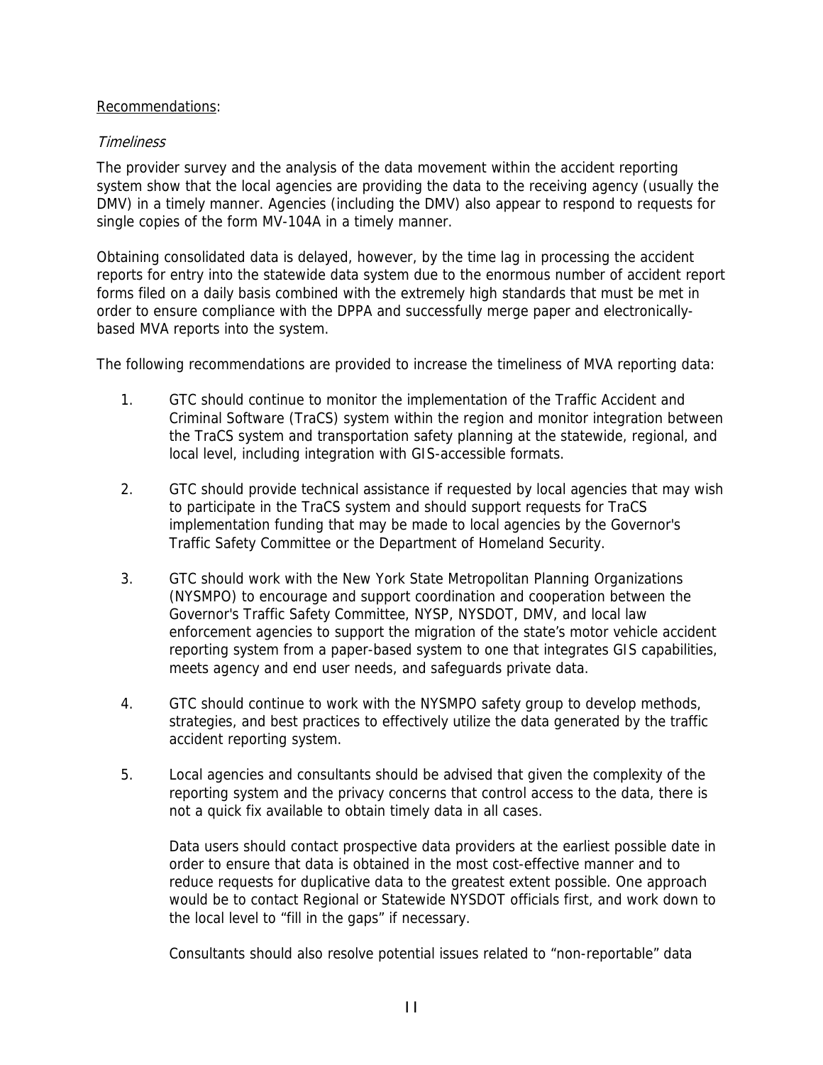<u>Recommendations</u>:

*Timeliness*

The provider survey and the analysis of the data movement within the accident reporting system show that the local agencies are providing the data to the receiving agency (usually the DMV) in a timely manner. Agencies (including the DMV) also appear to respond to requests for single copies of the form MV-104A in a timely manner.

Obtaining consolidated data is delayed, however, by the time lag in processing the accident reports for entry into the statewide data system due to the enormous number of accident report forms filed on a daily basis combined with the extremely high standards that must be met in order to ensure compliance with the DPPA and successfully merge paper and electronically-based MVA reports into the system.

The following recommendations are provided to increase the timeliness of MVA reporting data:

1. GTC should continue to monitor the implementation of the Traffic Accident and Criminal Software (TraCS) system within the region and monitor integration between the TraCS system and transportation safety planning at the statewide, regional, and local level, including integration with GIS-accessible formats.

2. GTC should provide technical assistance if requested by local agencies that may wish to participate in the TraCS system and should support requests for TraCS implementation funding that may be made to local agencies by the Governor's Traffic Safety Committee or the Department of Homeland Security.

3. GTC should work with the New York State Metropolitan Planning Organizations (NYSMPO) to encourage and support coordination and cooperation between the Governor's Traffic Safety Committee, NYSP, NYSDOT, DMV, and local law enforcement agencies to support the migration of the state's motor vehicle accident reporting system from a paper-based system to one that integrates GIS capabilities, meets agency and end user needs, and safeguards private data.

4. GTC should continue to work with the NYSMPO safety group to develop methods, strategies, and best practices to effectively utilize the data generated by the traffic accident reporting system.

5. Local agencies and consultants should be advised that given the complexity of the reporting system and the privacy concerns that control access to the data, there is not a quick fix available to obtain timely data in all cases.

   Data users should contact prospective data providers at the earliest possible date in order to ensure that data is obtained in the most cost-effective manner and to reduce requests for duplicative data to the greatest extent possible. One approach would be to contact Regional or Statewide NYSDOT officials first, and work down to the local level to "fill in the gaps" if necessary.

   Consultants should also resolve potential issues related to "non-reportable" data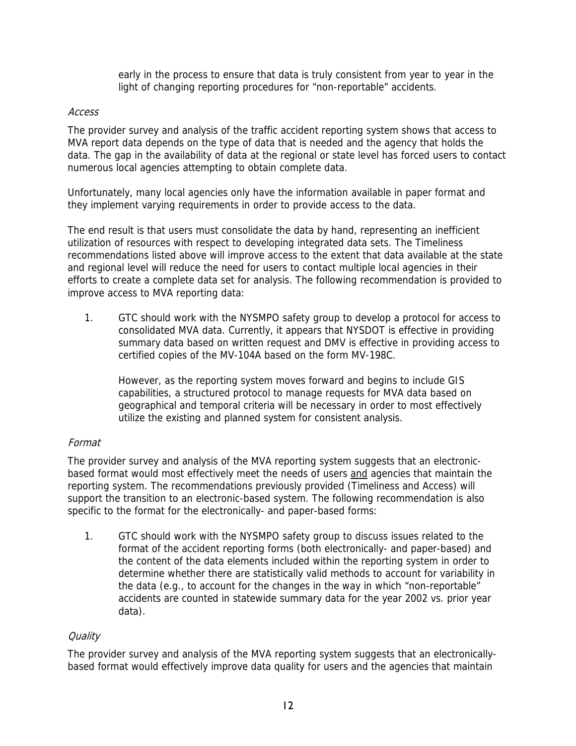early in the process to ensure that data is truly consistent from year to year in the light of changing reporting procedures for "non-reportable" accidents.

*Access*

The provider survey and analysis of the traffic accident reporting system shows that access to MVA report data depends on the type of data that is needed and the agency that holds the data. The gap in the availability of data at the regional or state level has forced users to contact numerous local agencies attempting to obtain complete data.

Unfortunately, many local agencies only have the information available in paper format and they implement varying requirements in order to provide access to the data.

The end result is that users must consolidate the data by hand, representing an inefficient utilization of resources with respect to developing integrated data sets. The Timeliness recommendations listed above will improve access to the extent that data available at the state and regional level will reduce the need for users to contact multiple local agencies in their efforts to create a complete data set for analysis. The following recommendation is provided to improve access to MVA reporting data:

1. GTC should work with the NYSMPO safety group to develop a protocol for access to consolidated MVA data. Currently, it appears that NYSDOT is effective in providing summary data based on written request and DMV is effective in providing access to certified copies of the MV-104A based on the form MV-198C.

   However, as the reporting system moves forward and begins to include GIS capabilities, a structured protocol to manage requests for MVA data based on geographical and temporal criteria will be necessary in order to most effectively utilize the existing and planned system for consistent analysis.

*Format*

The provider survey and analysis of the MVA reporting system suggests that an electronic-based format would most effectively meet the needs of users <u>and</u> agencies that maintain the reporting system. The recommendations previously provided (Timeliness and Access) will support the transition to an electronic-based system. The following recommendation is also specific to the format for the electronically- and paper-based forms:

1. GTC should work with the NYSMPO safety group to discuss issues related to the format of the accident reporting forms (both electronically- and paper-based) and the content of the data elements included within the reporting system in order to determine whether there are statistically valid methods to account for variability in the data (e.g., to account for the changes in the way in which "non-reportable" accidents are counted in statewide summary data for the year 2002 vs. prior year data).

*Quality*

The provider survey and analysis of the MVA reporting system suggests that an electronically-based format would effectively improve data quality for users and the agencies that maintain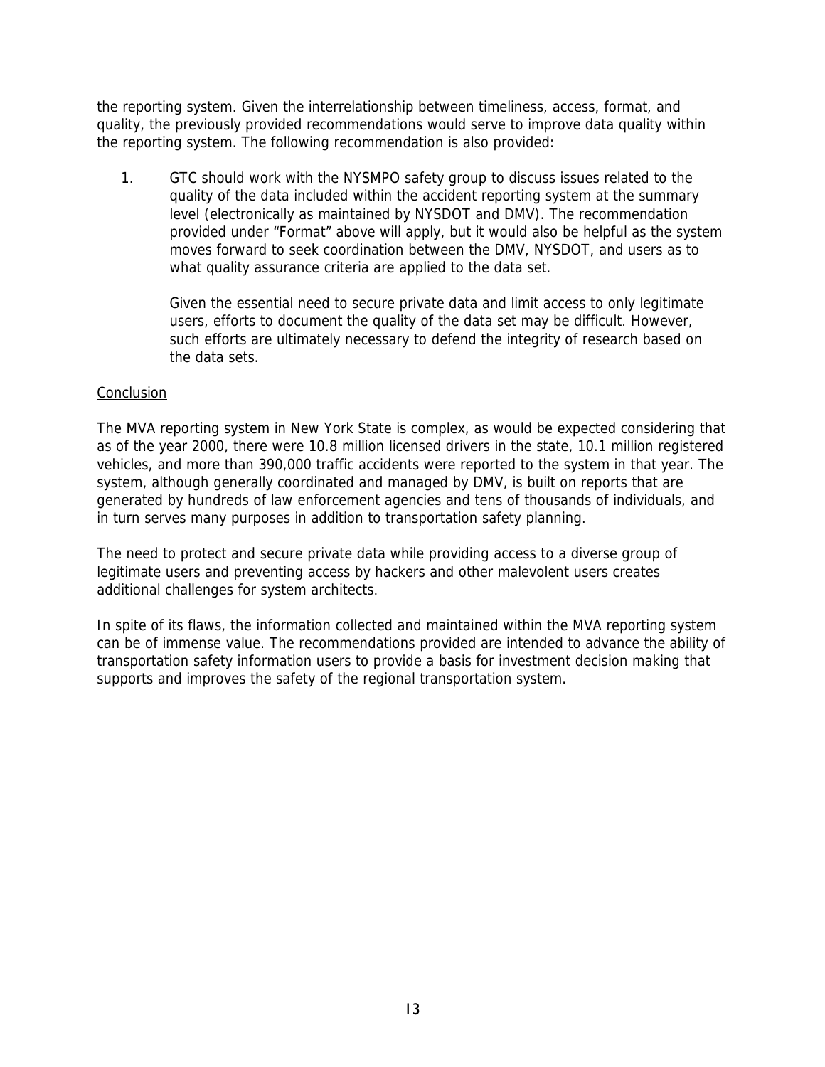the reporting system. Given the interrelationship between timeliness, access, format, and quality, the previously provided recommendations would serve to improve data quality within the reporting system. The following recommendation is also provided:

1. GTC should work with the NYSMPO safety group to discuss issues related to the quality of the data included within the accident reporting system at the summary level (electronically as maintained by NYSDOT and DMV). The recommendation provided under "Format" above will apply, but it would also be helpful as the system moves forward to seek coordination between the DMV, NYSDOT, and users as to what quality assurance criteria are applied to the data set.

   Given the essential need to secure private data and limit access to only legitimate users, efforts to document the quality of the data set may be difficult. However, such efforts are ultimately necessary to defend the integrity of research based on the data sets.

<u>Conclusion</u>

The MVA reporting system in New York State is complex, as would be expected considering that as of the year 2000, there were 10.8 million licensed drivers in the state, 10.1 million registered vehicles, and more than 390,000 traffic accidents were reported to the system in that year. The system, although generally coordinated and managed by DMV, is built on reports that are generated by hundreds of law enforcement agencies and tens of thousands of individuals, and in turn serves many purposes in addition to transportation safety planning.

The need to protect and secure private data while providing access to a diverse group of legitimate users and preventing access by hackers and other malevolent users creates additional challenges for system architects.

In spite of its flaws, the information collected and maintained within the MVA reporting system can be of immense value. The recommendations provided are intended to advance the ability of transportation safety information users to provide a basis for investment decision making that supports and improves the safety of the regional transportation system.